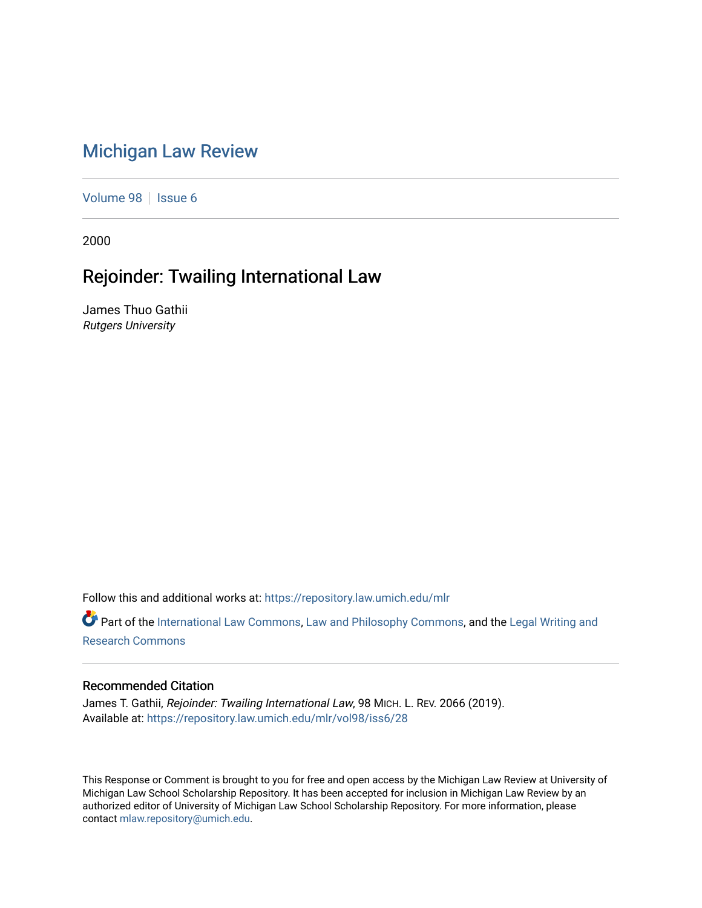# Michigan Law Review

Volume 98 | Issue 6

2000

## Rejoinder: Twailing International Law

James Thuo Gathii
*Rutgers University*

Follow this and additional works at: https://repository.law.umich.edu/mlr

Part of the International Law Commons, Law and Philosophy Commons, and the Legal Writing and Research Commons

### Recommended Citation

James T. Gathii, *Rejoinder: Twailing International Law*, 98 MICH. L. REV. 2066 (2019).
Available at: https://repository.law.umich.edu/mlr/vol98/iss6/28

This Response or Comment is brought to you for free and open access by the Michigan Law Review at University of Michigan Law School Scholarship Repository. It has been accepted for inclusion in Michigan Law Review by an authorized editor of University of Michigan Law School Scholarship Repository. For more information, please contact mlaw.repository@umich.edu.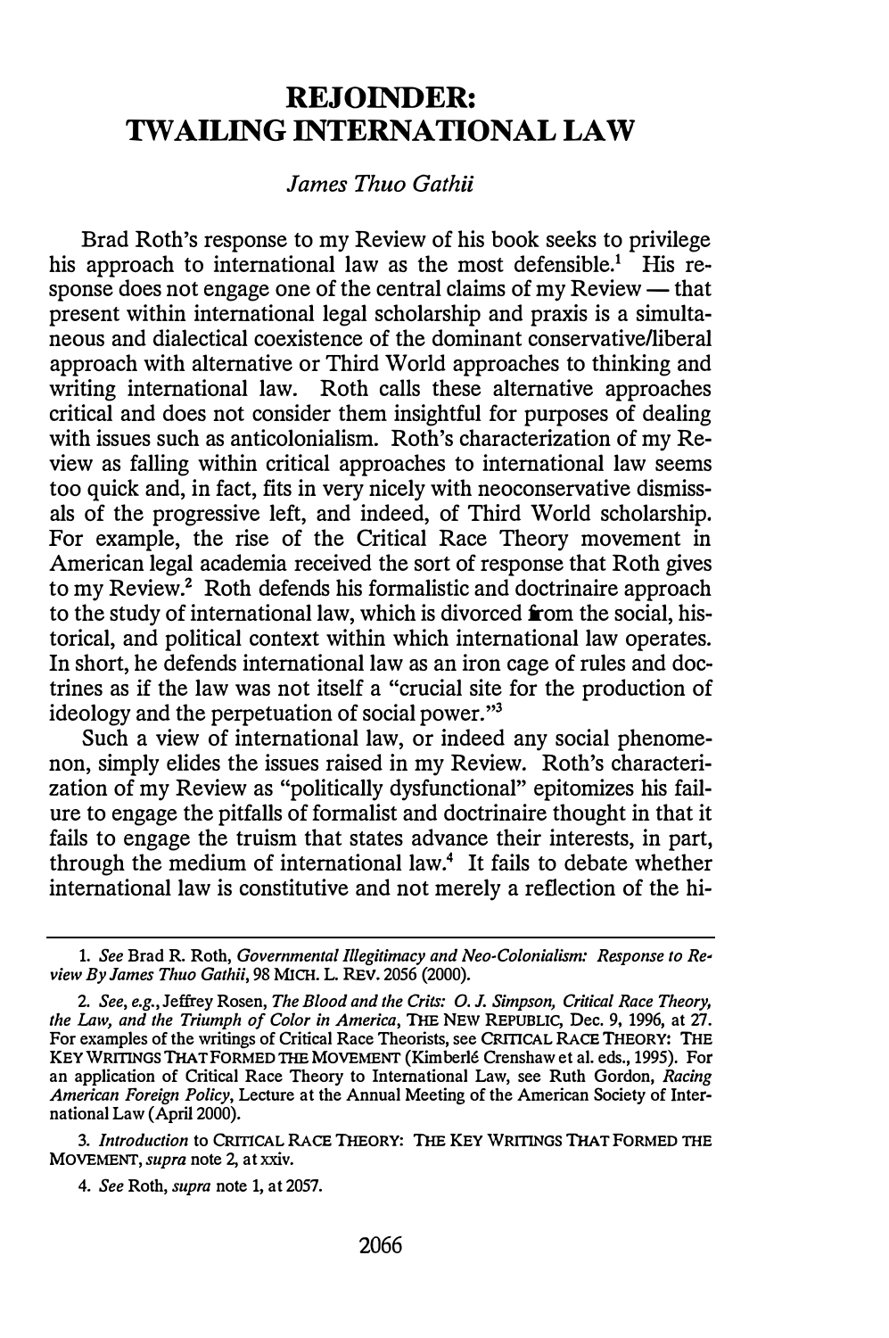# REJOINDER: TWAILING INTERNATIONAL LAW

*James Thuo Gathii*

Brad Roth's response to my Review of his book seeks to privilege his approach to international law as the most defensible.[1] His response does not engage one of the central claims of my Review — that present within international legal scholarship and praxis is a simultaneous and dialectical coexistence of the dominant conservative/liberal approach with alternative or Third World approaches to thinking and writing international law. Roth calls these alternative approaches critical and does not consider them insightful for purposes of dealing with issues such as anticolonialism. Roth's characterization of my Review as falling within critical approaches to international law seems too quick and, in fact, fits in very nicely with neoconservative dismissals of the progressive left, and indeed, of Third World scholarship. For example, the rise of the Critical Race Theory movement in American legal academia received the sort of response that Roth gives to my Review.[2] Roth defends his formalistic and doctrinaire approach to the study of international law, which is divorced from the social, historical, and political context within which international law operates. In short, he defends international law as an iron cage of rules and doctrines as if the law was not itself a "crucial site for the production of ideology and the perpetuation of social power."[3]

Such a view of international law, or indeed any social phenomenon, simply elides the issues raised in my Review. Roth's characterization of my Review as "politically dysfunctional" epitomizes his failure to engage the pitfalls of formalist and doctrinaire thought in that it fails to engage the truism that states advance their interests, in part, through the medium of international law.[4] It fails to debate whether international law is constitutive and not merely a reflection of the hi-

---

1. *See* Brad R. Roth, *Governmental Illegitimacy and Neo-Colonialism: Response to Review By James Thuo Gathii*, 98 MICH. L. REV. 2056 (2000).

2. *See, e.g.*, Jeffrey Rosen, *The Blood and the Crits: O. J. Simpson, Critical Race Theory, the Law, and the Triumph of Color in America*, THE NEW REPUBLIC, Dec. 9, 1996, at 27. For examples of the writings of Critical Race Theorists, see CRITICAL RACE THEORY: THE KEY WRITINGS THAT FORMED THE MOVEMENT (Kimberlé Crenshaw et al. eds., 1995). For an application of Critical Race Theory to International Law, see Ruth Gordon, *Racing American Foreign Policy*, Lecture at the Annual Meeting of the American Society of International Law (April 2000).

3. *Introduction* to CRITICAL RACE THEORY: THE KEY WRITINGS THAT FORMED THE MOVEMENT, *supra* note 2, at xxiv.

4. *See* Roth, *supra* note 1, at 2057.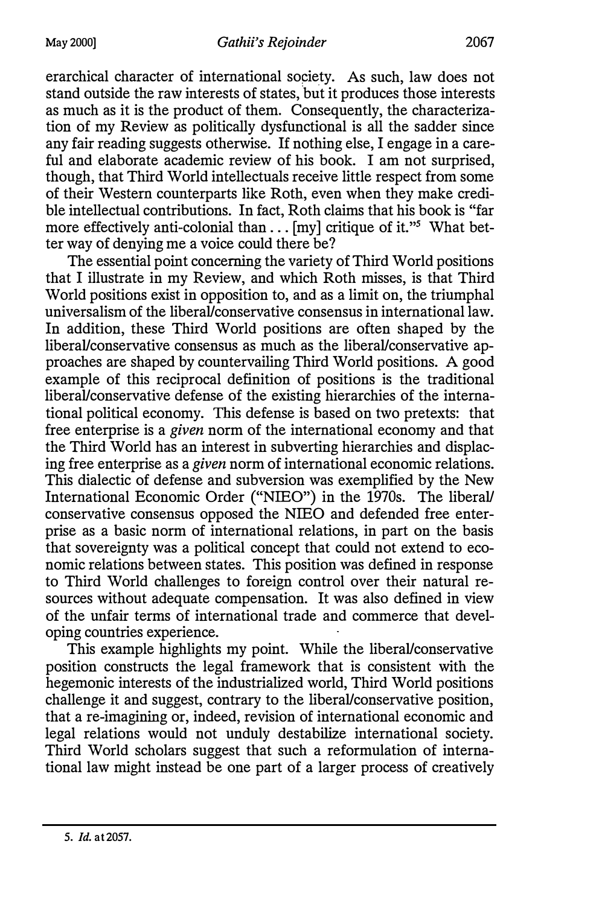erarchical character of international society. As such, law does not stand outside the raw interests of states, but it produces those interests as much as it is the product of them. Consequently, the characterization of my Review as politically dysfunctional is all the sadder since any fair reading suggests otherwise. If nothing else, I engage in a careful and elaborate academic review of his book. I am not surprised, though, that Third World intellectuals receive little respect from some of their Western counterparts like Roth, even when they make credible intellectual contributions. In fact, Roth claims that his book is "far more effectively anti-colonial than . . . [my] critique of it."[5] What better way of denying me a voice could there be?

The essential point concerning the variety of Third World positions that I illustrate in my Review, and which Roth misses, is that Third World positions exist in opposition to, and as a limit on, the triumphal universalism of the liberal/conservative consensus in international law. In addition, these Third World positions are often shaped by the liberal/conservative consensus as much as the liberal/conservative approaches are shaped by countervailing Third World positions. A good example of this reciprocal definition of positions is the traditional liberal/conservative defense of the existing hierarchies of the international political economy. This defense is based on two pretexts: that free enterprise is a *given* norm of the international economy and that the Third World has an interest in subverting hierarchies and displacing free enterprise as a *given* norm of international economic relations. This dialectic of defense and subversion was exemplified by the New International Economic Order ("NIEO") in the 1970s. The liberal/conservative consensus opposed the NIEO and defended free enterprise as a basic norm of international relations, in part on the basis that sovereignty was a political concept that could not extend to economic relations between states. This position was defined in response to Third World challenges to foreign control over their natural resources without adequate compensation. It was also defined in view of the unfair terms of international trade and commerce that developing countries experience.

This example highlights my point. While the liberal/conservative position constructs the legal framework that is consistent with the hegemonic interests of the industrialized world, Third World positions challenge it and suggest, contrary to the liberal/conservative position, that a re-imagining or, indeed, revision of international economic and legal relations would not unduly destabilize international society. Third World scholars suggest that such a reformulation of international law might instead be one part of a larger process of creatively

---

5. *Id.* at 2057.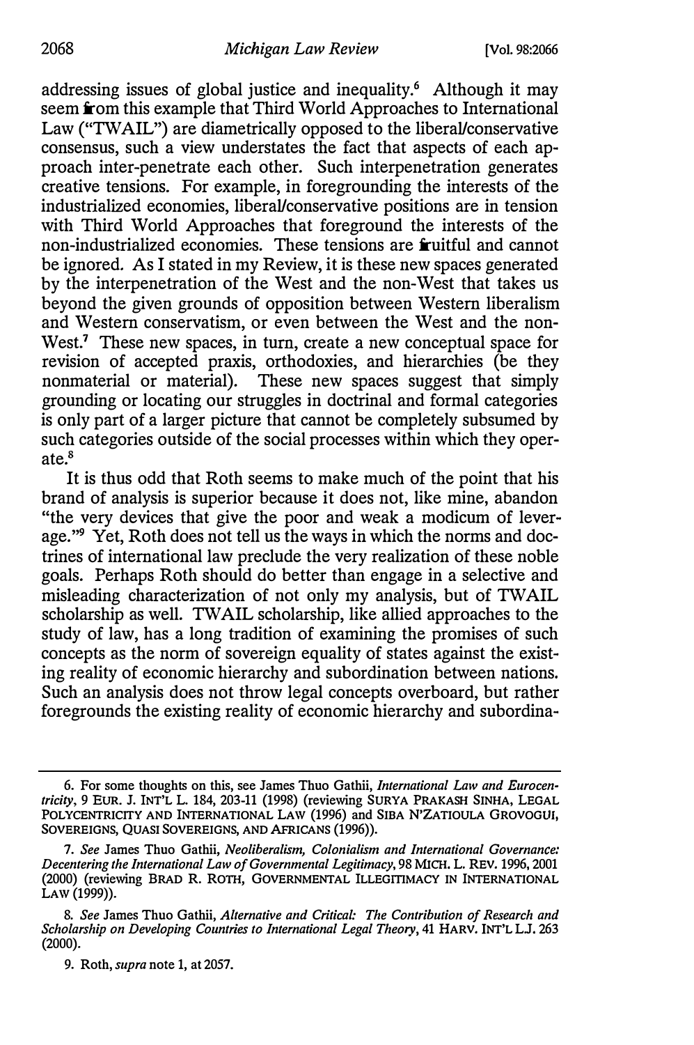addressing issues of global justice and inequality.[6] Although it may seem from this example that Third World Approaches to International Law ("TWAIL") are diametrically opposed to the liberal/conservative consensus, such a view understates the fact that aspects of each approach inter-penetrate each other. Such interpenetration generates creative tensions. For example, in foregrounding the interests of the industrialized economies, liberal/conservative positions are in tension with Third World Approaches that foreground the interests of the non-industrialized economies. These tensions are fruitful and cannot be ignored. As I stated in my Review, it is these new spaces generated by the interpenetration of the West and the non-West that takes us beyond the given grounds of opposition between Western liberalism and Western conservatism, or even between the West and the non-West.[7] These new spaces, in turn, create a new conceptual space for revision of accepted praxis, orthodoxies, and hierarchies (be they nonmaterial or material). These new spaces suggest that simply grounding or locating our struggles in doctrinal and formal categories is only part of a larger picture that cannot be completely subsumed by such categories outside of the social processes within which they operate.[8]

It is thus odd that Roth seems to make much of the point that his brand of analysis is superior because it does not, like mine, abandon "the very devices that give the poor and weak a modicum of leverage."[9] Yet, Roth does not tell us the ways in which the norms and doctrines of international law preclude the very realization of these noble goals. Perhaps Roth should do better than engage in a selective and misleading characterization of not only my analysis, but of TWAIL scholarship as well. TWAIL scholarship, like allied approaches to the study of law, has a long tradition of examining the promises of such concepts as the norm of sovereign equality of states against the existing reality of economic hierarchy and subordination between nations. Such an analysis does not throw legal concepts overboard, but rather foregrounds the existing reality of economic hierarchy and subordina-

---

6. For some thoughts on this, see James Thuo Gathii, *International Law and Eurocentricity*, 9 EUR. J. INT'L L. 184, 203-11 (1998) (reviewing SURYA PRAKASH SINHA, LEGAL POLYCENTRICITY AND INTERNATIONAL LAW (1996) and SIBA N'ZATIOULA GROVOGUI, SOVEREIGNS, QUASI SOVEREIGNS, AND AFRICANS (1996)).

7. *See* James Thuo Gathii, *Neoliberalism, Colonialism and International Governance: Decentering the International Law of Governmental Legitimacy*, 98 MICH. L. REV. 1996, 2001 (2000) (reviewing BRAD R. ROTH, GOVERNMENTAL ILLEGITIMACY IN INTERNATIONAL LAW (1999)).

8. *See* James Thuo Gathii, *Alternative and Critical: The Contribution of Research and Scholarship on Developing Countries to International Legal Theory*, 41 HARV. INT'L L.J. 263 (2000).

9. Roth, *supra* note 1, at 2057.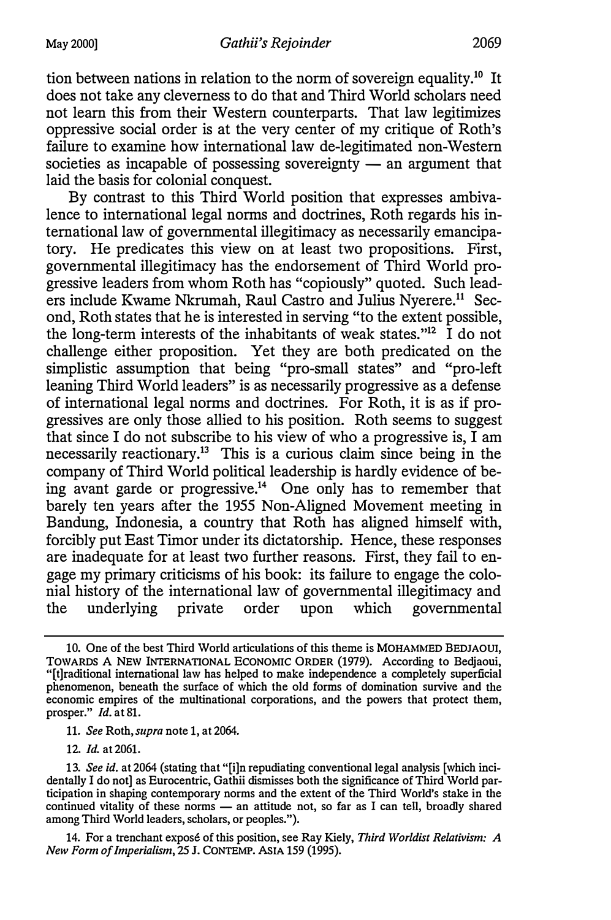tion between nations in relation to the norm of sovereign equality.[10] It does not take any cleverness to do that and Third World scholars need not learn this from their Western counterparts. That law legitimizes oppressive social order is at the very center of my critique of Roth's failure to examine how international law de-legitimated non-Western societies as incapable of possessing sovereignty — an argument that laid the basis for colonial conquest.

By contrast to this Third World position that expresses ambivalence to international legal norms and doctrines, Roth regards his international law of governmental illegitimacy as necessarily emancipatory. He predicates this view on at least two propositions. First, governmental illegitimacy has the endorsement of Third World progressive leaders from whom Roth has "copiously" quoted. Such leaders include Kwame Nkrumah, Raul Castro and Julius Nyerere.[11] Second, Roth states that he is interested in serving "to the extent possible, the long-term interests of the inhabitants of weak states."[12] I do not challenge either proposition. Yet they are both predicated on the simplistic assumption that being "pro-small states" and "pro-left leaning Third World leaders" is as necessarily progressive as a defense of international legal norms and doctrines. For Roth, it is as if progressives are only those allied to his position. Roth seems to suggest that since I do not subscribe to his view of who a progressive is, I am necessarily reactionary.[13] This is a curious claim since being in the company of Third World political leadership is hardly evidence of being avant garde or progressive.[14] One only has to remember that barely ten years after the 1955 Non-Aligned Movement meeting in Bandung, Indonesia, a country that Roth has aligned himself with, forcibly put East Timor under its dictatorship. Hence, these responses are inadequate for at least two further reasons. First, they fail to engage my primary criticisms of his book: its failure to engage the colonial history of the international law of governmental illegitimacy and the underlying private order upon which governmental

---

10. One of the best Third World articulations of this theme is MOHAMMED BEDJAOUI, TOWARDS A NEW INTERNATIONAL ECONOMIC ORDER (1979). According to Bedjaoui, "[t]raditional international law has helped to make independence a completely superficial phenomenon, beneath the surface of which the old forms of domination survive and the economic empires of the multinational corporations, and the powers that protect them, prosper." *Id.* at 81.

11. *See* Roth, *supra* note 1, at 2064.

12. *Id.* at 2061.

13. *See id.* at 2064 (stating that "[i]n repudiating conventional legal analysis [which incidentally I do not] as Eurocentric, Gathii dismisses both the significance of Third World participation in shaping contemporary norms and the extent of the Third World's stake in the continued vitality of these norms — an attitude not, so far as I can tell, broadly shared among Third World leaders, scholars, or peoples.").

14. For a trenchant exposé of this position, see Ray Kiely, *Third Worldist Relativism: A New Form of Imperialism*, 25 J. CONTEMP. ASIA 159 (1995).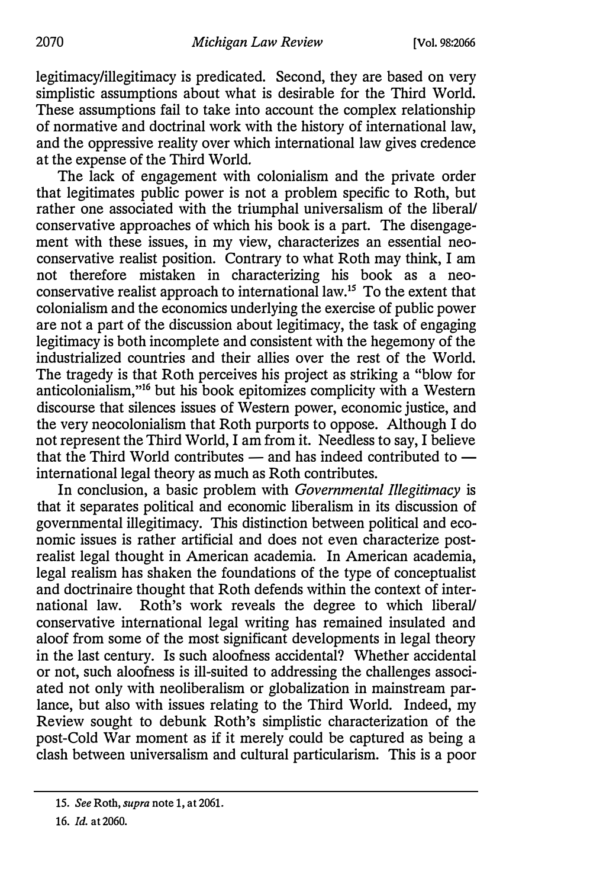legitimacy/illegitimacy is predicated. Second, they are based on very simplistic assumptions about what is desirable for the Third World. These assumptions fail to take into account the complex relationship of normative and doctrinal work with the history of international law, and the oppressive reality over which international law gives credence at the expense of the Third World.

The lack of engagement with colonialism and the private order that legitimates public power is not a problem specific to Roth, but rather one associated with the triumphal universalism of the liberal/conservative approaches of which his book is a part. The disengagement with these issues, in my view, characterizes an essential neoconservative realist position. Contrary to what Roth may think, I am not therefore mistaken in characterizing his book as a neoconservative realist approach to international law.[15] To the extent that colonialism and the economics underlying the exercise of public power are not a part of the discussion about legitimacy, the task of engaging legitimacy is both incomplete and consistent with the hegemony of the industrialized countries and their allies over the rest of the World. The tragedy is that Roth perceives his project as striking a "blow for anticolonialism,"[16] but his book epitomizes complicity with a Western discourse that silences issues of Western power, economic justice, and the very neocolonialism that Roth purports to oppose. Although I do not represent the Third World, I am from it. Needless to say, I believe that the Third World contributes — and has indeed contributed to — international legal theory as much as Roth contributes.

In conclusion, a basic problem with *Governmental Illegitimacy* is that it separates political and economic liberalism in its discussion of governmental illegitimacy. This distinction between political and economic issues is rather artificial and does not even characterize post-realist legal thought in American academia. In American academia, legal realism has shaken the foundations of the type of conceptualist and doctrinaire thought that Roth defends within the context of international law. Roth's work reveals the degree to which liberal/conservative international legal writing has remained insulated and aloof from some of the most significant developments in legal theory in the last century. Is such aloofness accidental? Whether accidental or not, such aloofness is ill-suited to addressing the challenges associated not only with neoliberalism or globalization in mainstream parlance, but also with issues relating to the Third World. Indeed, my Review sought to debunk Roth's simplistic characterization of the post-Cold War moment as if it merely could be captured as being a clash between universalism and cultural particularism. This is a poor

---

15. *See* Roth, *supra* note 1, at 2061.

16. *Id.* at 2060.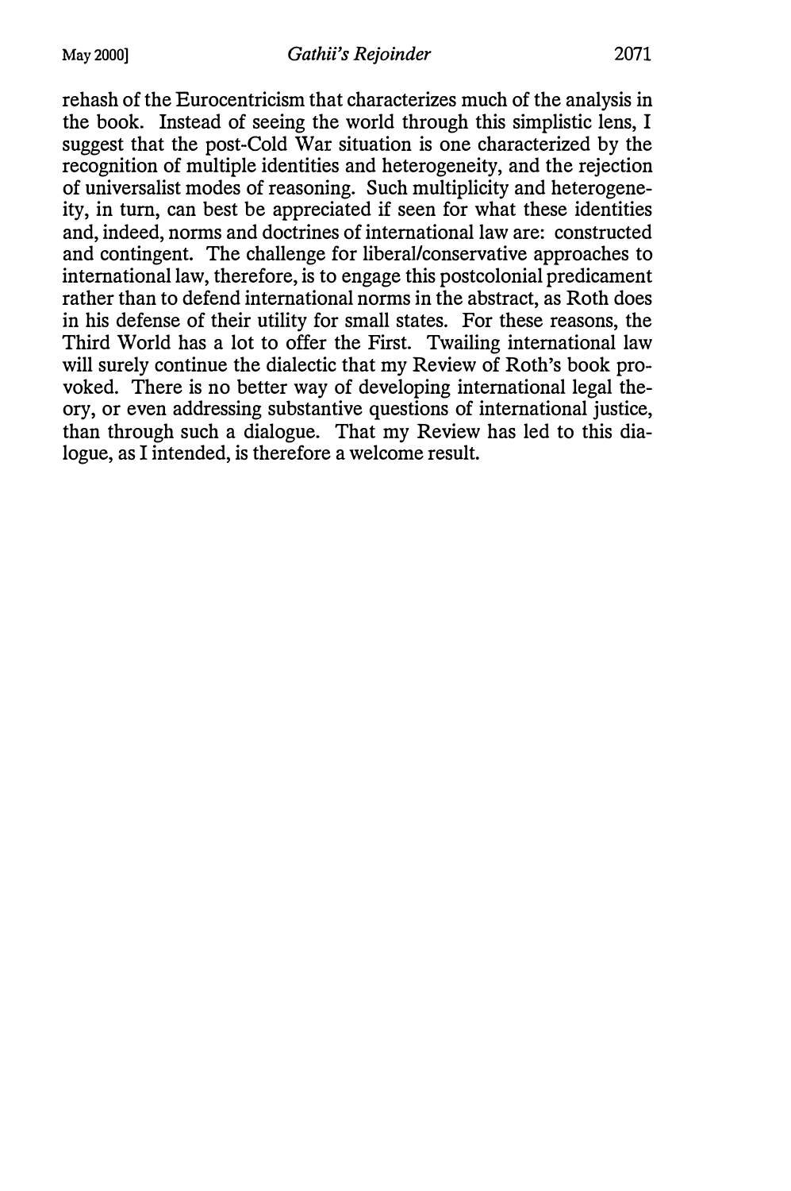rehash of the Eurocentricism that characterizes much of the analysis in the book. Instead of seeing the world through this simplistic lens, I suggest that the post-Cold War situation is one characterized by the recognition of multiple identities and heterogeneity, and the rejection of universalist modes of reasoning. Such multiplicity and heterogeneity, in turn, can best be appreciated if seen for what these identities and, indeed, norms and doctrines of international law are: constructed and contingent. The challenge for liberal/conservative approaches to international law, therefore, is to engage this postcolonial predicament rather than to defend international norms in the abstract, as Roth does in his defense of their utility for small states. For these reasons, the Third World has a lot to offer the First. Twailing international law will surely continue the dialectic that my Review of Roth's book provoked. There is no better way of developing international legal theory, or even addressing substantive questions of international justice, than through such a dialogue. That my Review has led to this dialogue, as I intended, is therefore a welcome result.